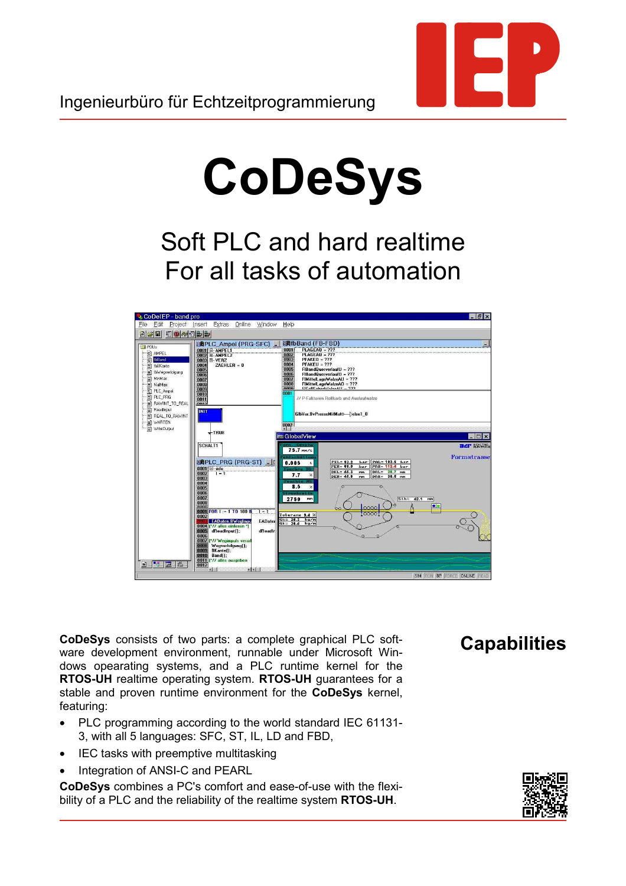Ingenieurbüro für Echtzeitprogrammierung

IEP

# CoDeSys

## Soft PLC and hard realtime
## For all tasks of automation

## Capabilities

**CoDeSys** consists of two parts: a complete graphical PLC software development environment, runnable under Microsoft Windows opearating systems, and a PLC runtime kernel for the **RTOS-UH** realtime operating system. **RTOS-UH** guarantees for a stable and proven runtime environment for the **CoDeSys** kernel, featuring:

- PLC programming according to the world standard IEC 61131-3, with all 5 languages: SFC, ST, IL, LD and FBD,
- IEC tasks with preemptive multitasking
- Integration of ANSI-C and PEARL

**CoDeSys** combines a PC's comfort and ease-of-use with the flexibility of a PLC and the reliability of the realtime system **RTOS-UH**.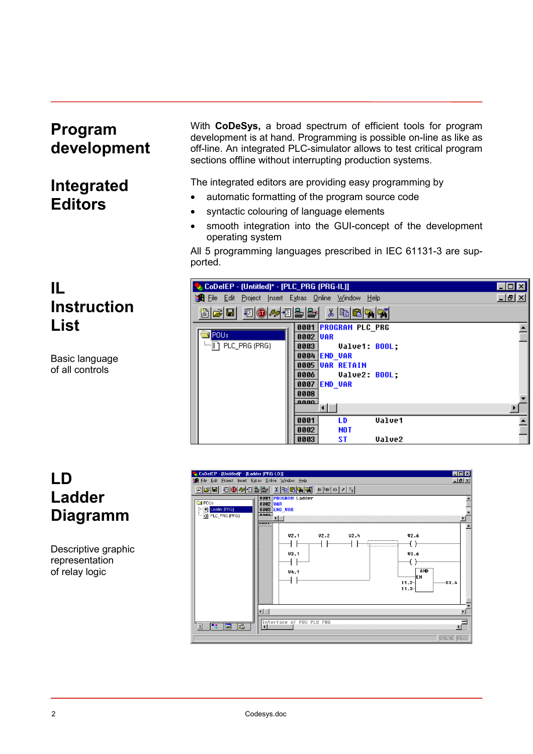## Program development

With **CoDeSys,** a broad spectrum of efficient tools for program development is at hand. Programming is possible on-line as like as off-line. An integrated PLC-simulator allows to test critical program sections offline without interrupting production systems.

## Integrated Editors

The integrated editors are providing easy programming by

- automatic formatting of the program source code
- syntactic colouring of language elements
- smooth integration into the GUI-concept of the development operating system

All 5 programming languages prescribed in IEC 61131-3 are supported.

## IL Instruction List

Basic language of all controls

## LD Ladder Diagramm

Descriptive graphic representation of relay logic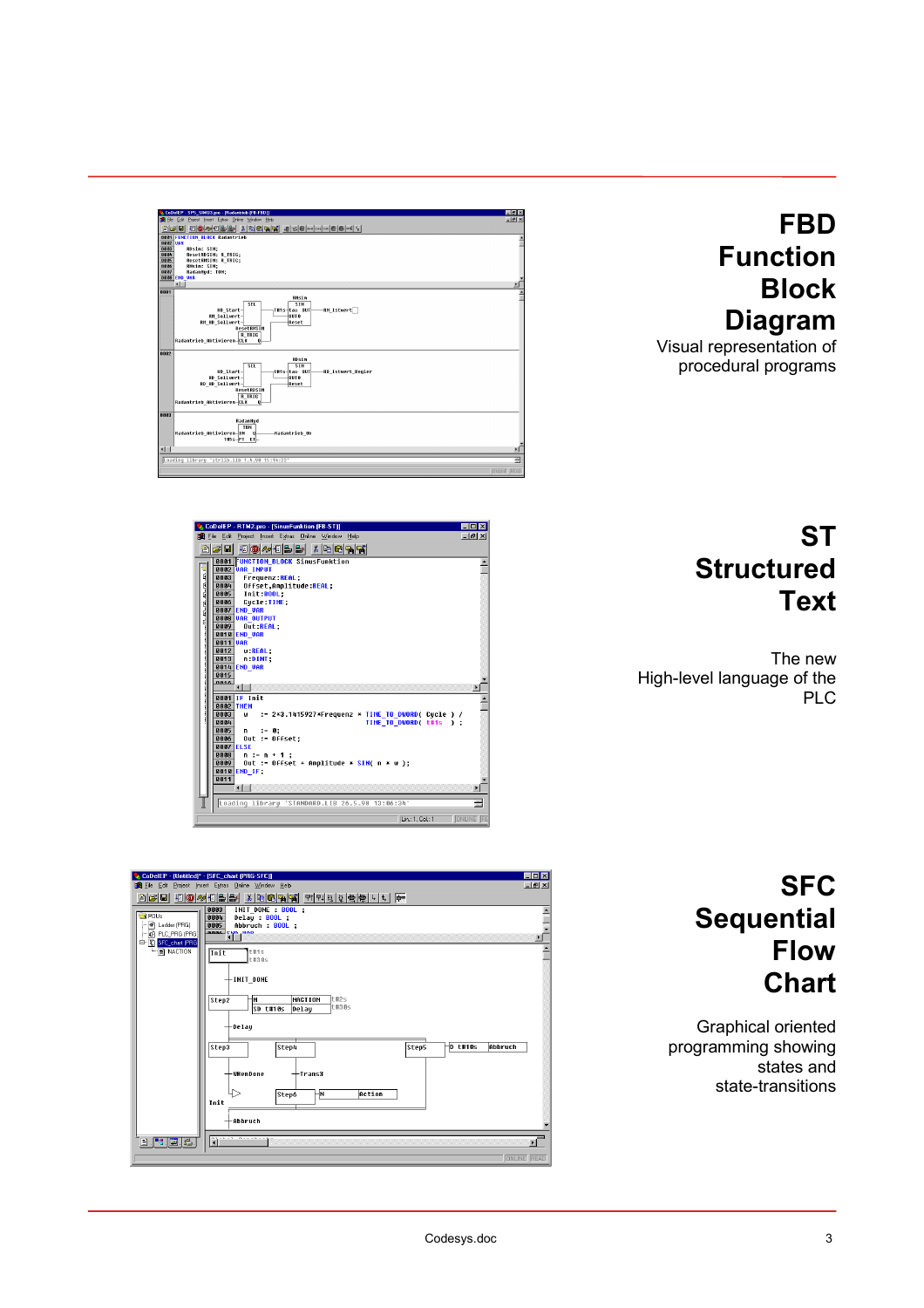# FBD Function Block Diagram

Visual representation of procedural programs

# ST Structured Text

The new High-level language of the PLC

# SFC Sequential Flow Chart

Graphical oriented programming showing states and state-transitions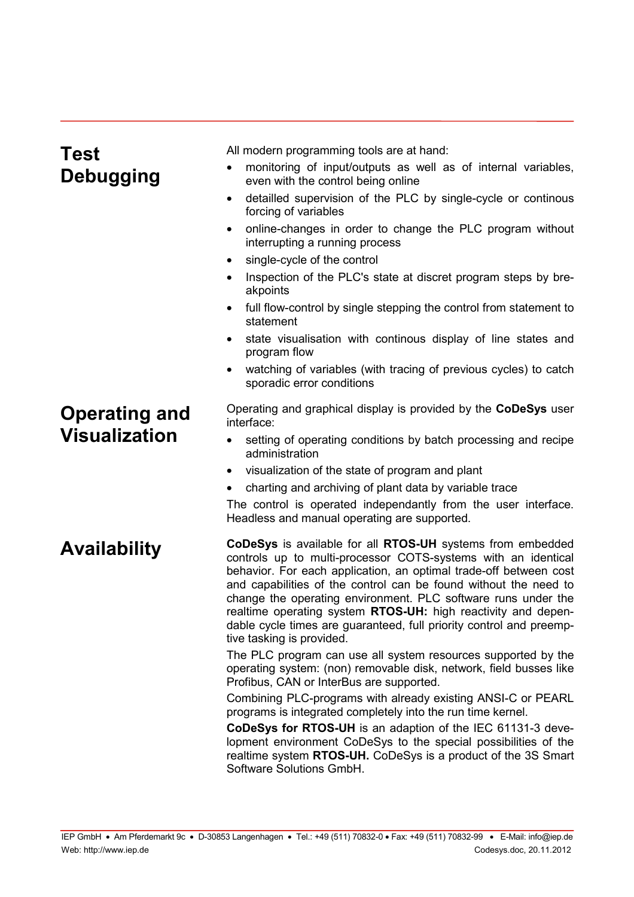## Test Debugging

All modern programming tools are at hand:

- monitoring of input/outputs as well as of internal variables, even with the control being online
- detailled supervision of the PLC by single-cycle or continous forcing of variables
- online-changes in order to change the PLC program without interrupting a running process
- single-cycle of the control
- Inspection of the PLC's state at discret program steps by breakpoints
- full flow-control by single stepping the control from statement to statement
- state visualisation with continous display of line states and program flow
- watching of variables (with tracing of previous cycles) to catch sporadic error conditions

## Operating and Visualization

Operating and graphical display is provided by the **CoDeSys** user interface:

- setting of operating conditions by batch processing and recipe administration
- visualization of the state of program and plant
- charting and archiving of plant data by variable trace

The control is operated independantly from the user interface. Headless and manual operating are supported.

## Availability

**CoDeSys** is available for all **RTOS-UH** systems from embedded controls up to multi-processor COTS-systems with an identical behavior. For each application, an optimal trade-off between cost and capabilities of the control can be found without the need to change the operating environment. PLC software runs under the realtime operating system **RTOS-UH:** high reactivity and dependable cycle times are guaranteed, full priority control and preemptive tasking is provided.

The PLC program can use all system resources supported by the operating system: (non) removable disk, network, field busses like Profibus, CAN or InterBus are supported.

Combining PLC-programs with already existing ANSI-C or PEARL programs is integrated completely into the run time kernel.

**CoDeSys for RTOS-UH** is an adaption of the IEC 61131-3 development environment CoDeSys to the special possibilities of the realtime system **RTOS-UH.** CoDeSys is a product of the 3S Smart Software Solutions GmbH.

IEP GmbH • Am Pferdemarkt 9c • D-30853 Langenhagen • Tel.: +49 (511) 70832-0 • Fax: +49 (511) 70832-99 • E-Mail: info@iep.de
Web: http://www.iep.de